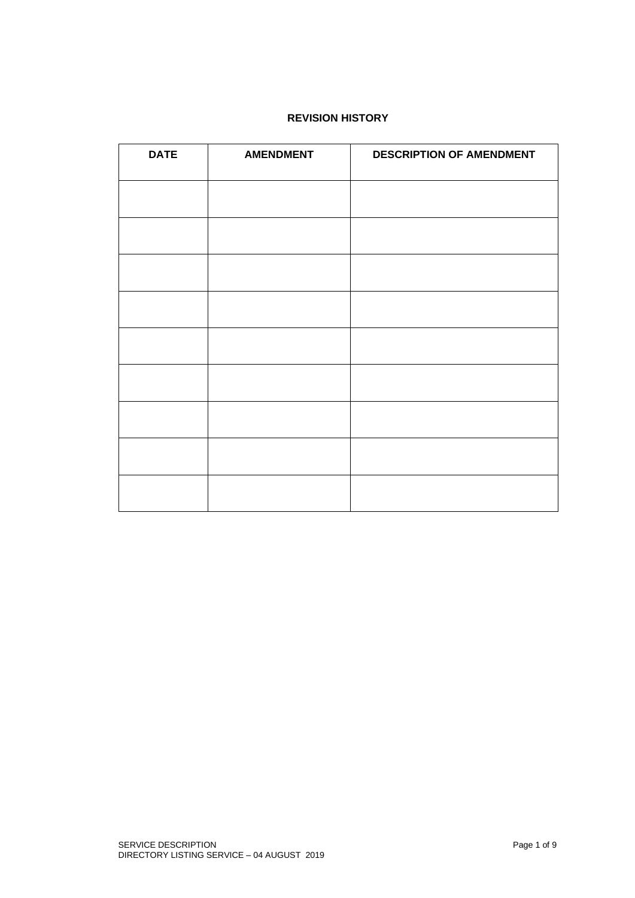**REVISION HISTORY**

| DATE | AMENDMENT | DESCRIPTION OF AMENDMENT |
| --- | --- | --- |
| | | |
| | | |
| | | |
| | | |
| | | |
| | | |
| | | |
| | | |
| | | |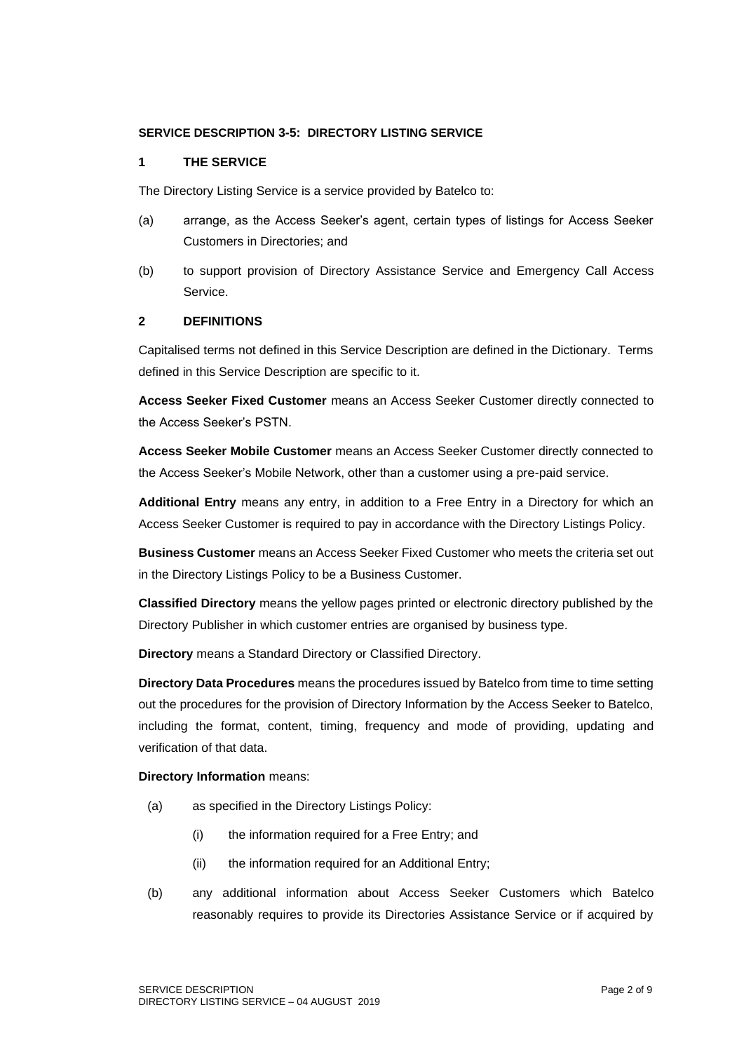**SERVICE DESCRIPTION 3-5: DIRECTORY LISTING SERVICE**

## 1 THE SERVICE

The Directory Listing Service is a service provided by Batelco to:

(a) arrange, as the Access Seeker's agent, certain types of listings for Access Seeker Customers in Directories; and

(b) to support provision of Directory Assistance Service and Emergency Call Access Service.

## 2 DEFINITIONS

Capitalised terms not defined in this Service Description are defined in the Dictionary. Terms defined in this Service Description are specific to it.

**Access Seeker Fixed Customer** means an Access Seeker Customer directly connected to the Access Seeker's PSTN.

**Access Seeker Mobile Customer** means an Access Seeker Customer directly connected to the Access Seeker's Mobile Network, other than a customer using a pre-paid service.

**Additional Entry** means any entry, in addition to a Free Entry in a Directory for which an Access Seeker Customer is required to pay in accordance with the Directory Listings Policy.

**Business Customer** means an Access Seeker Fixed Customer who meets the criteria set out in the Directory Listings Policy to be a Business Customer.

**Classified Directory** means the yellow pages printed or electronic directory published by the Directory Publisher in which customer entries are organised by business type.

**Directory** means a Standard Directory or Classified Directory.

**Directory Data Procedures** means the procedures issued by Batelco from time to time setting out the procedures for the provision of Directory Information by the Access Seeker to Batelco, including the format, content, timing, frequency and mode of providing, updating and verification of that data.

**Directory Information** means:

(a) as specified in the Directory Listings Policy:

  (i) the information required for a Free Entry; and

  (ii) the information required for an Additional Entry;

(b) any additional information about Access Seeker Customers which Batelco reasonably requires to provide its Directories Assistance Service or if acquired by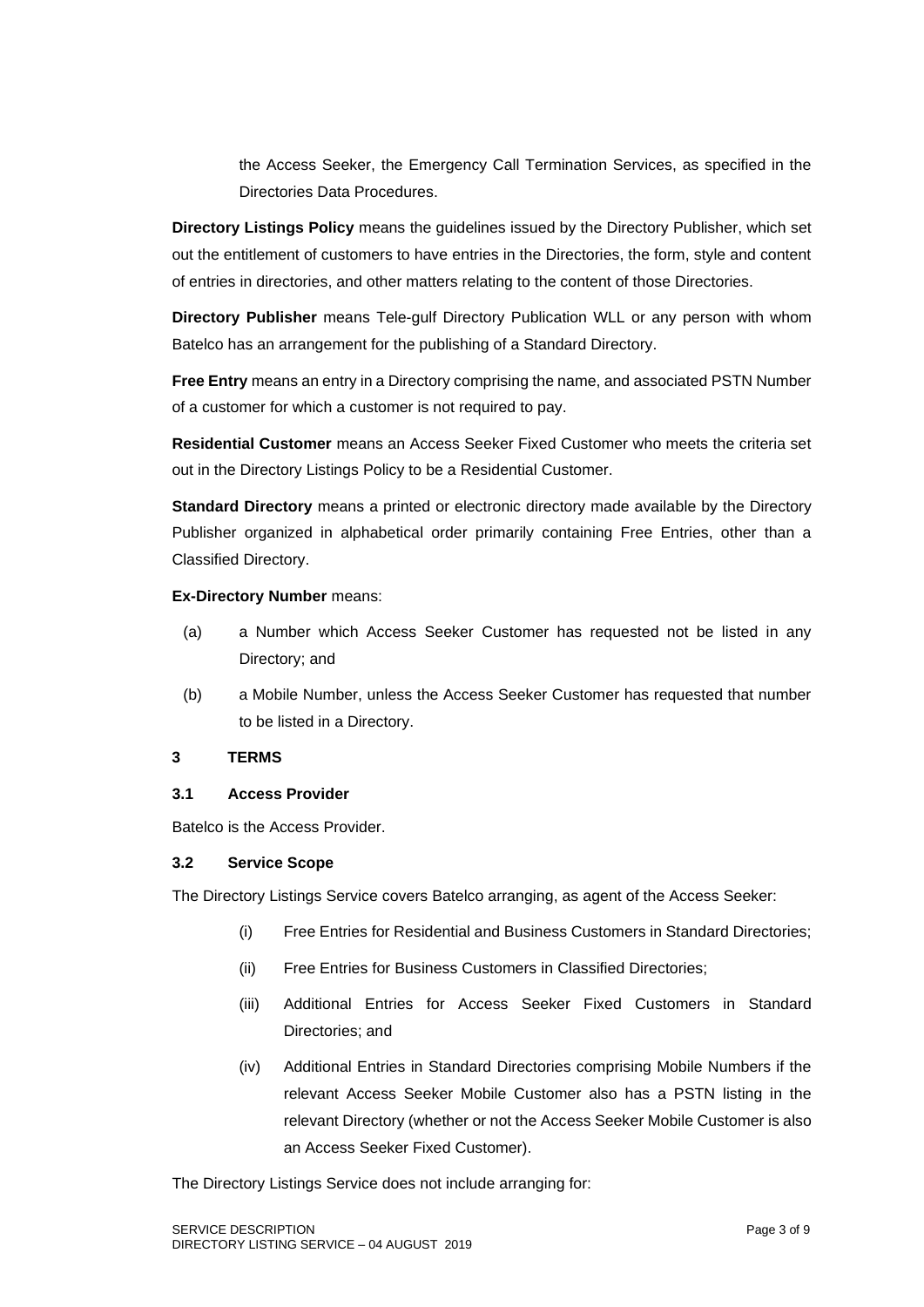the Access Seeker, the Emergency Call Termination Services, as specified in the Directories Data Procedures.

**Directory Listings Policy** means the guidelines issued by the Directory Publisher, which set out the entitlement of customers to have entries in the Directories, the form, style and content of entries in directories, and other matters relating to the content of those Directories.

**Directory Publisher** means Tele-gulf Directory Publication WLL or any person with whom Batelco has an arrangement for the publishing of a Standard Directory.

**Free Entry** means an entry in a Directory comprising the name, and associated PSTN Number of a customer for which a customer is not required to pay.

**Residential Customer** means an Access Seeker Fixed Customer who meets the criteria set out in the Directory Listings Policy to be a Residential Customer.

**Standard Directory** means a printed or electronic directory made available by the Directory Publisher organized in alphabetical order primarily containing Free Entries, other than a Classified Directory.

**Ex-Directory Number** means:

(a) a Number which Access Seeker Customer has requested not be listed in any Directory; and

(b) a Mobile Number, unless the Access Seeker Customer has requested that number to be listed in a Directory.

## 3 TERMS

### 3.1 Access Provider

Batelco is the Access Provider.

### 3.2 Service Scope

The Directory Listings Service covers Batelco arranging, as agent of the Access Seeker:

(i) Free Entries for Residential and Business Customers in Standard Directories;

(ii) Free Entries for Business Customers in Classified Directories;

(iii) Additional Entries for Access Seeker Fixed Customers in Standard Directories; and

(iv) Additional Entries in Standard Directories comprising Mobile Numbers if the relevant Access Seeker Mobile Customer also has a PSTN listing in the relevant Directory (whether or not the Access Seeker Mobile Customer is also an Access Seeker Fixed Customer).

The Directory Listings Service does not include arranging for: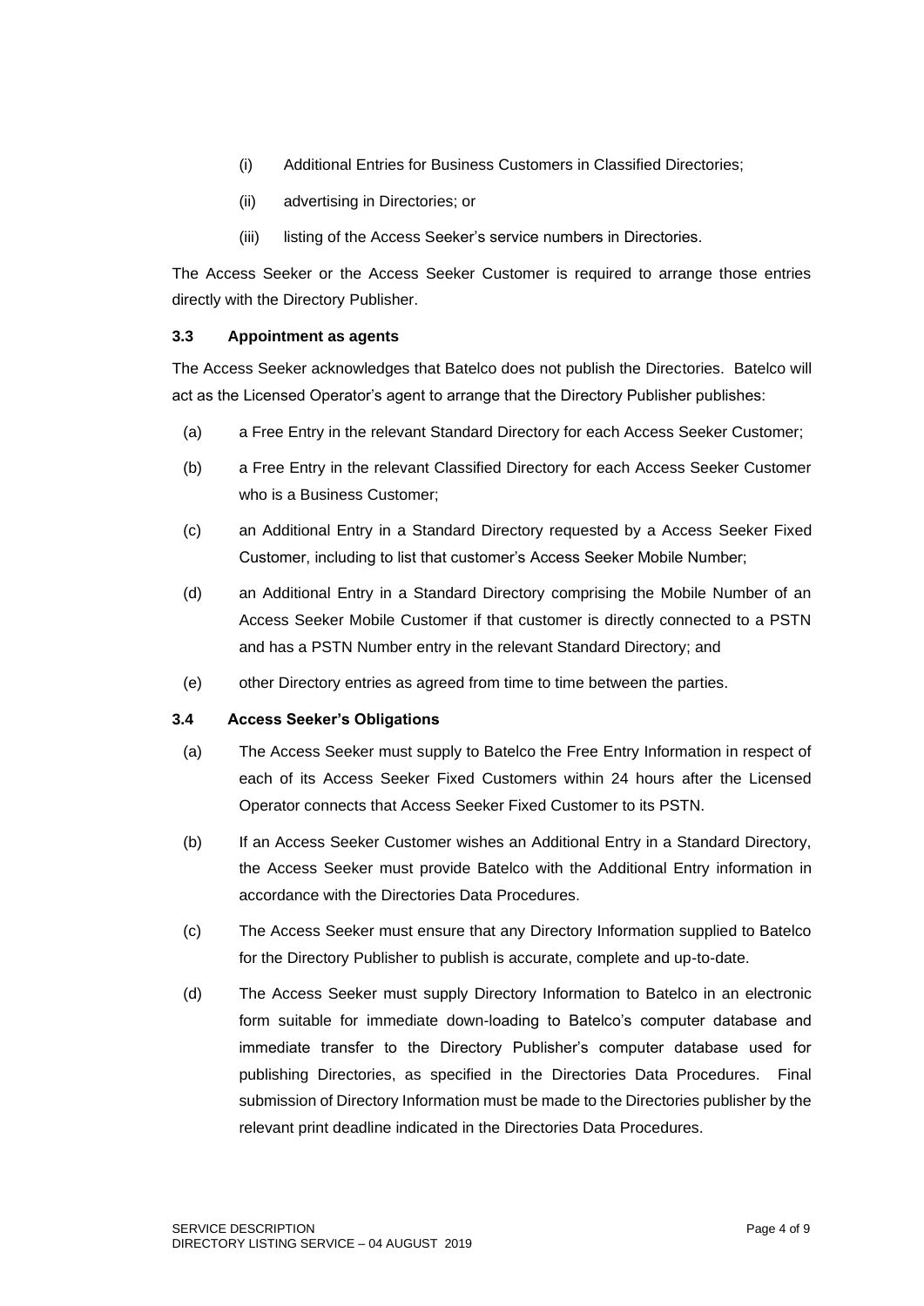(i) Additional Entries for Business Customers in Classified Directories;

(ii) advertising in Directories; or

(iii) listing of the Access Seeker's service numbers in Directories.

The Access Seeker or the Access Seeker Customer is required to arrange those entries directly with the Directory Publisher.

### 3.3 Appointment as agents

The Access Seeker acknowledges that Batelco does not publish the Directories. Batelco will act as the Licensed Operator's agent to arrange that the Directory Publisher publishes:

(a) a Free Entry in the relevant Standard Directory for each Access Seeker Customer;

(b) a Free Entry in the relevant Classified Directory for each Access Seeker Customer who is a Business Customer;

(c) an Additional Entry in a Standard Directory requested by a Access Seeker Fixed Customer, including to list that customer's Access Seeker Mobile Number;

(d) an Additional Entry in a Standard Directory comprising the Mobile Number of an Access Seeker Mobile Customer if that customer is directly connected to a PSTN and has a PSTN Number entry in the relevant Standard Directory; and

(e) other Directory entries as agreed from time to time between the parties.

### 3.4 Access Seeker's Obligations

(a) The Access Seeker must supply to Batelco the Free Entry Information in respect of each of its Access Seeker Fixed Customers within 24 hours after the Licensed Operator connects that Access Seeker Fixed Customer to its PSTN.

(b) If an Access Seeker Customer wishes an Additional Entry in a Standard Directory, the Access Seeker must provide Batelco with the Additional Entry information in accordance with the Directories Data Procedures.

(c) The Access Seeker must ensure that any Directory Information supplied to Batelco for the Directory Publisher to publish is accurate, complete and up-to-date.

(d) The Access Seeker must supply Directory Information to Batelco in an electronic form suitable for immediate down-loading to Batelco's computer database and immediate transfer to the Directory Publisher's computer database used for publishing Directories, as specified in the Directories Data Procedures. Final submission of Directory Information must be made to the Directories publisher by the relevant print deadline indicated in the Directories Data Procedures.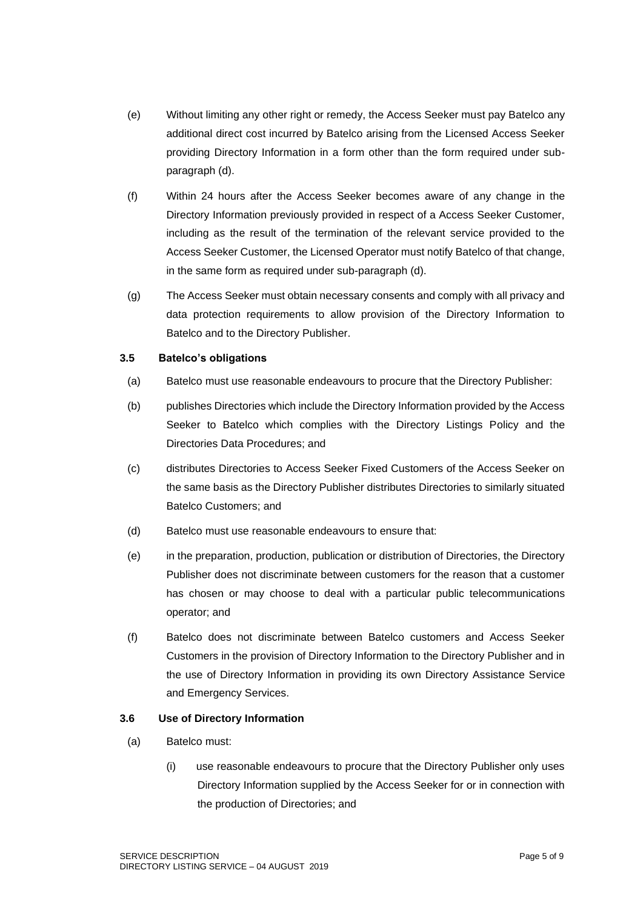(e) Without limiting any other right or remedy, the Access Seeker must pay Batelco any additional direct cost incurred by Batelco arising from the Licensed Access Seeker providing Directory Information in a form other than the form required under sub-paragraph (d).

(f) Within 24 hours after the Access Seeker becomes aware of any change in the Directory Information previously provided in respect of a Access Seeker Customer, including as the result of the termination of the relevant service provided to the Access Seeker Customer, the Licensed Operator must notify Batelco of that change, in the same form as required under sub-paragraph (d).

(g) The Access Seeker must obtain necessary consents and comply with all privacy and data protection requirements to allow provision of the Directory Information to Batelco and to the Directory Publisher.

### 3.5 Batelco's obligations

(a) Batelco must use reasonable endeavours to procure that the Directory Publisher:

(b) publishes Directories which include the Directory Information provided by the Access Seeker to Batelco which complies with the Directory Listings Policy and the Directories Data Procedures; and

(c) distributes Directories to Access Seeker Fixed Customers of the Access Seeker on the same basis as the Directory Publisher distributes Directories to similarly situated Batelco Customers; and

(d) Batelco must use reasonable endeavours to ensure that:

(e) in the preparation, production, publication or distribution of Directories, the Directory Publisher does not discriminate between customers for the reason that a customer has chosen or may choose to deal with a particular public telecommunications operator; and

(f) Batelco does not discriminate between Batelco customers and Access Seeker Customers in the provision of Directory Information to the Directory Publisher and in the use of Directory Information in providing its own Directory Assistance Service and Emergency Services.

### 3.6 Use of Directory Information

(a) Batelco must:

(i) use reasonable endeavours to procure that the Directory Publisher only uses Directory Information supplied by the Access Seeker for or in connection with the production of Directories; and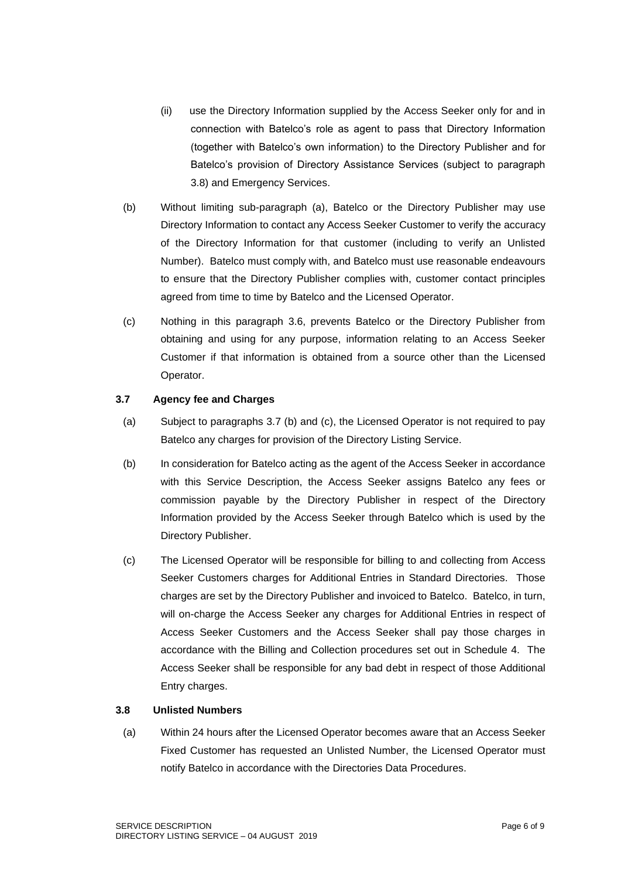(ii) use the Directory Information supplied by the Access Seeker only for and in connection with Batelco's role as agent to pass that Directory Information (together with Batelco's own information) to the Directory Publisher and for Batelco's provision of Directory Assistance Services (subject to paragraph 3.8) and Emergency Services.

(b) Without limiting sub-paragraph (a), Batelco or the Directory Publisher may use Directory Information to contact any Access Seeker Customer to verify the accuracy of the Directory Information for that customer (including to verify an Unlisted Number). Batelco must comply with, and Batelco must use reasonable endeavours to ensure that the Directory Publisher complies with, customer contact principles agreed from time to time by Batelco and the Licensed Operator.

(c) Nothing in this paragraph 3.6, prevents Batelco or the Directory Publisher from obtaining and using for any purpose, information relating to an Access Seeker Customer if that information is obtained from a source other than the Licensed Operator.

### 3.7 Agency fee and Charges

(a) Subject to paragraphs 3.7 (b) and (c), the Licensed Operator is not required to pay Batelco any charges for provision of the Directory Listing Service.

(b) In consideration for Batelco acting as the agent of the Access Seeker in accordance with this Service Description, the Access Seeker assigns Batelco any fees or commission payable by the Directory Publisher in respect of the Directory Information provided by the Access Seeker through Batelco which is used by the Directory Publisher.

(c) The Licensed Operator will be responsible for billing to and collecting from Access Seeker Customers charges for Additional Entries in Standard Directories. Those charges are set by the Directory Publisher and invoiced to Batelco. Batelco, in turn, will on-charge the Access Seeker any charges for Additional Entries in respect of Access Seeker Customers and the Access Seeker shall pay those charges in accordance with the Billing and Collection procedures set out in Schedule 4. The Access Seeker shall be responsible for any bad debt in respect of those Additional Entry charges.

### 3.8 Unlisted Numbers

(a) Within 24 hours after the Licensed Operator becomes aware that an Access Seeker Fixed Customer has requested an Unlisted Number, the Licensed Operator must notify Batelco in accordance with the Directories Data Procedures.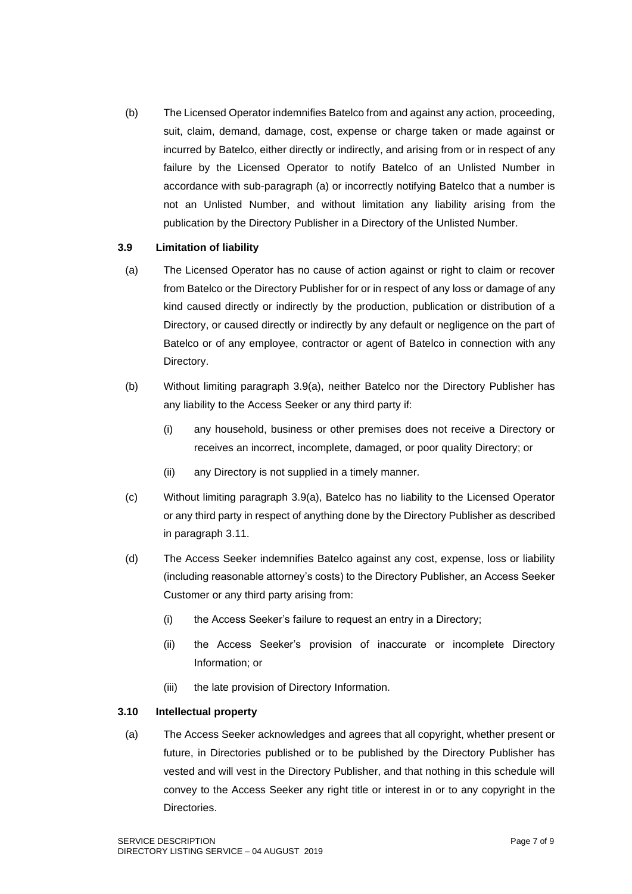(b) The Licensed Operator indemnifies Batelco from and against any action, proceeding, suit, claim, demand, damage, cost, expense or charge taken or made against or incurred by Batelco, either directly or indirectly, and arising from or in respect of any failure by the Licensed Operator to notify Batelco of an Unlisted Number in accordance with sub-paragraph (a) or incorrectly notifying Batelco that a number is not an Unlisted Number, and without limitation any liability arising from the publication by the Directory Publisher in a Directory of the Unlisted Number.

### 3.9 Limitation of liability

(a) The Licensed Operator has no cause of action against or right to claim or recover from Batelco or the Directory Publisher for or in respect of any loss or damage of any kind caused directly or indirectly by the production, publication or distribution of a Directory, or caused directly or indirectly by any default or negligence on the part of Batelco or of any employee, contractor or agent of Batelco in connection with any Directory.

(b) Without limiting paragraph 3.9(a), neither Batelco nor the Directory Publisher has any liability to the Access Seeker or any third party if:

(i) any household, business or other premises does not receive a Directory or receives an incorrect, incomplete, damaged, or poor quality Directory; or

(ii) any Directory is not supplied in a timely manner.

(c) Without limiting paragraph 3.9(a), Batelco has no liability to the Licensed Operator or any third party in respect of anything done by the Directory Publisher as described in paragraph 3.11.

(d) The Access Seeker indemnifies Batelco against any cost, expense, loss or liability (including reasonable attorney's costs) to the Directory Publisher, an Access Seeker Customer or any third party arising from:

(i) the Access Seeker's failure to request an entry in a Directory;

(ii) the Access Seeker's provision of inaccurate or incomplete Directory Information; or

(iii) the late provision of Directory Information.

### 3.10 Intellectual property

(a) The Access Seeker acknowledges and agrees that all copyright, whether present or future, in Directories published or to be published by the Directory Publisher has vested and will vest in the Directory Publisher, and that nothing in this schedule will convey to the Access Seeker any right title or interest in or to any copyright in the Directories.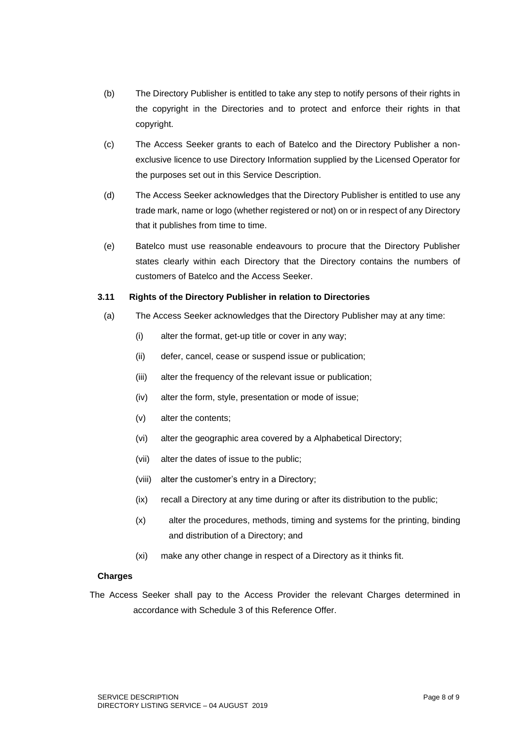(b) The Directory Publisher is entitled to take any step to notify persons of their rights in the copyright in the Directories and to protect and enforce their rights in that copyright.

(c) The Access Seeker grants to each of Batelco and the Directory Publisher a non-exclusive licence to use Directory Information supplied by the Licensed Operator for the purposes set out in this Service Description.

(d) The Access Seeker acknowledges that the Directory Publisher is entitled to use any trade mark, name or logo (whether registered or not) on or in respect of any Directory that it publishes from time to time.

(e) Batelco must use reasonable endeavours to procure that the Directory Publisher states clearly within each Directory that the Directory contains the numbers of customers of Batelco and the Access Seeker.

### 3.11 Rights of the Directory Publisher in relation to Directories

(a) The Access Seeker acknowledges that the Directory Publisher may at any time:

(i) alter the format, get-up title or cover in any way;

(ii) defer, cancel, cease or suspend issue or publication;

(iii) alter the frequency of the relevant issue or publication;

(iv) alter the form, style, presentation or mode of issue;

(v) alter the contents;

(vi) alter the geographic area covered by a Alphabetical Directory;

(vii) alter the dates of issue to the public;

(viii) alter the customer's entry in a Directory;

(ix) recall a Directory at any time during or after its distribution to the public;

(x) alter the procedures, methods, timing and systems for the printing, binding and distribution of a Directory; and

(xi) make any other change in respect of a Directory as it thinks fit.

### Charges

The Access Seeker shall pay to the Access Provider the relevant Charges determined in accordance with Schedule 3 of this Reference Offer.